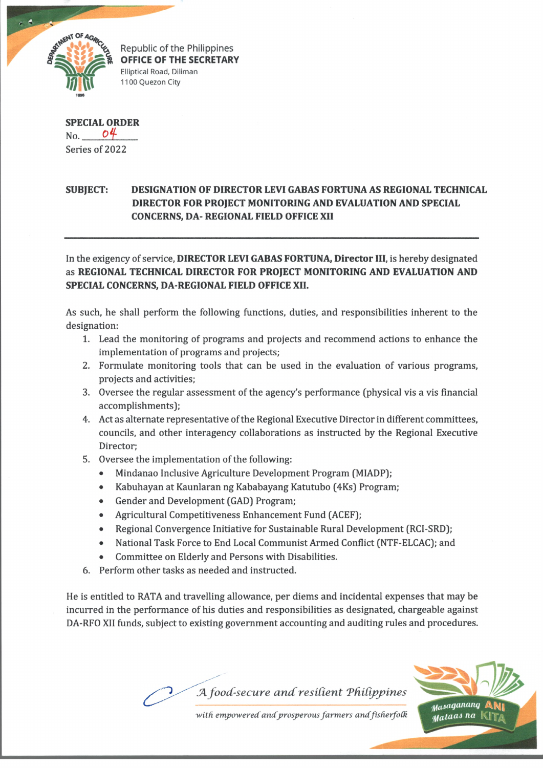Republic of the Philippines
**OFFICE OF THE SECRETARY**
Elliptical Road, Diliman
1100 Quezon City

**SPECIAL ORDER**
No. 04
Series of 2022

**SUBJECT: DESIGNATION OF DIRECTOR LEVI GABAS FORTUNA AS REGIONAL TECHNICAL DIRECTOR FOR PROJECT MONITORING AND EVALUATION AND SPECIAL CONCERNS, DA- REGIONAL FIELD OFFICE XII**

---

In the exigency of service, **DIRECTOR LEVI GABAS FORTUNA, Director III**, is hereby designated as **REGIONAL TECHNICAL DIRECTOR FOR PROJECT MONITORING AND EVALUATION AND SPECIAL CONCERNS, DA-REGIONAL FIELD OFFICE XII.**

As such, he shall perform the following functions, duties, and responsibilities inherent to the designation:

1. Lead the monitoring of programs and projects and recommend actions to enhance the implementation of programs and projects;
2. Formulate monitoring tools that can be used in the evaluation of various programs, projects and activities;
3. Oversee the regular assessment of the agency's performance (physical vis a vis financial accomplishments);
4. Act as alternate representative of the Regional Executive Director in different committees, councils, and other interagency collaborations as instructed by the Regional Executive Director;
5. Oversee the implementation of the following:
   - Mindanao Inclusive Agriculture Development Program (MIADP);
   - Kabuhayan at Kaunlaran ng Kababayang Katutubo (4Ks) Program;
   - Gender and Development (GAD) Program;
   - Agricultural Competitiveness Enhancement Fund (ACEF);
   - Regional Convergence Initiative for Sustainable Rural Development (RCI-SRD);
   - National Task Force to End Local Communist Armed Conflict (NTF-ELCAC); and
   - Committee on Elderly and Persons with Disabilities.
6. Perform other tasks as needed and instructed.

He is entitled to RATA and travelling allowance, per diems and incidental expenses that may be incurred in the performance of his duties and responsibilities as designated, chargeable against DA-RFO XII funds, subject to existing government accounting and auditing rules and procedures.

*A food-secure and resilient Philippines*
*with empowered and prosperous farmers and fisherfolk*

Masaganang ANI Mataas na KITA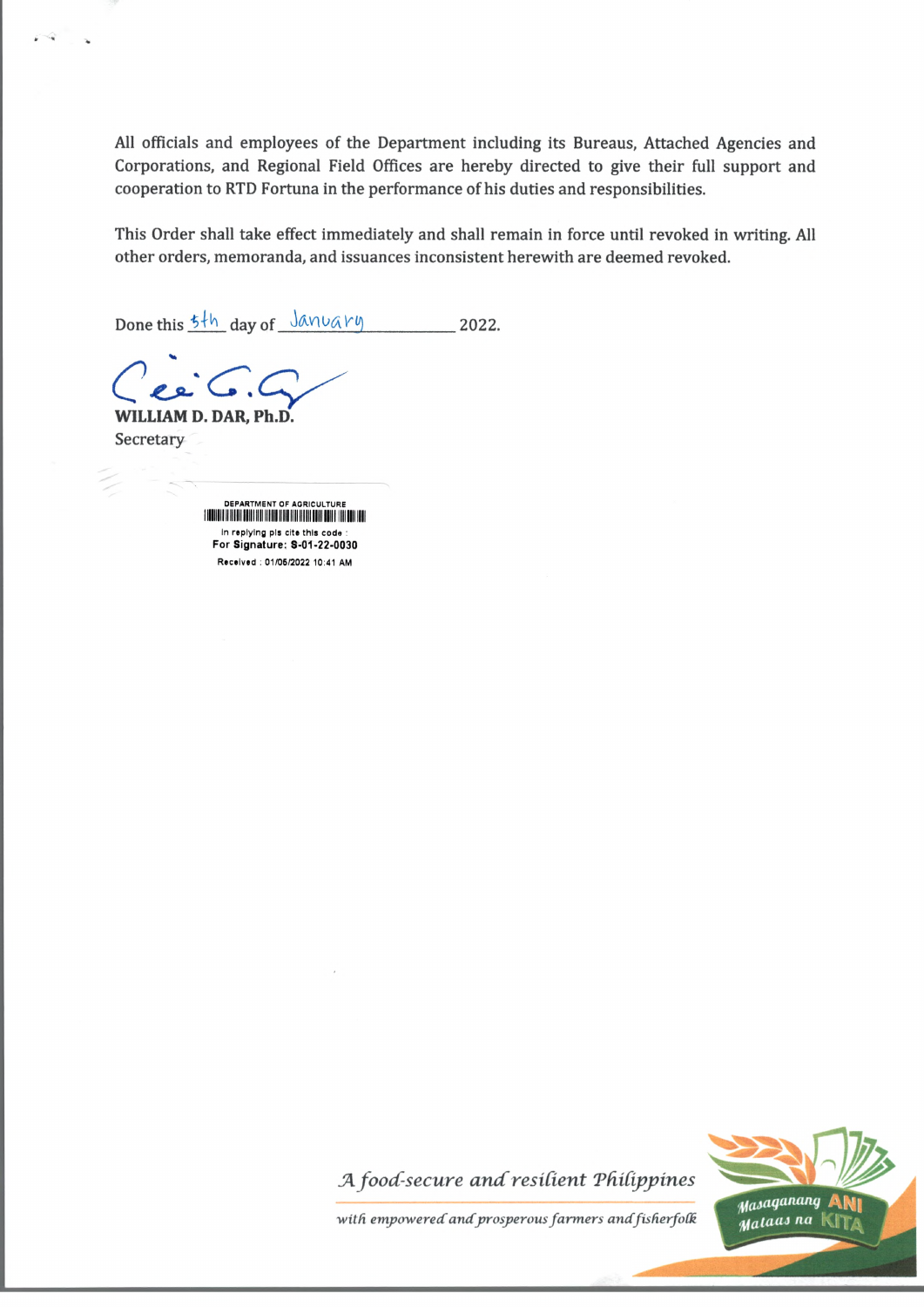All officials and employees of the Department including its Bureaus, Attached Agencies and Corporations, and Regional Field Offices are hereby directed to give their full support and cooperation to RTD Fortuna in the performance of his duties and responsibilities.

This Order shall take effect immediately and shall remain in force until revoked in writing. All other orders, memoranda, and issuances inconsistent herewith are deemed revoked.

Done this 5th day of January 2022.

**WILLIAM D. DAR, Ph.D.**
Secretary

DEPARTMENT OF AGRICULTURE
In replying pls cite this code :
**For Signature: S-01-22-0030**
Received : 01/05/2022 10:41 AM